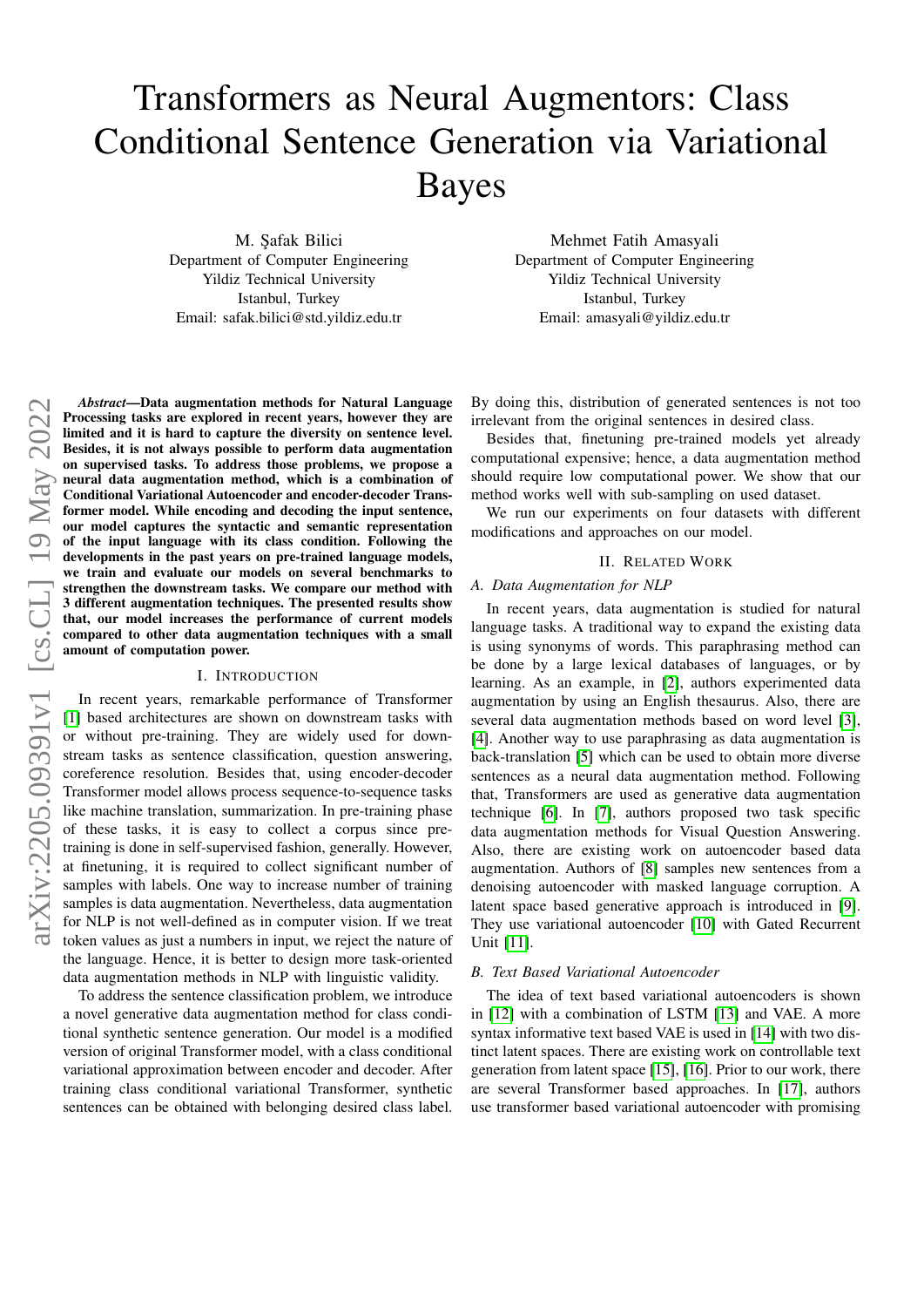# Transformers as Neural Augmentors: Class Conditional Sentence Generation via Variational Bayes

M. Şafak Bilici
Department of Computer Engineering
Yildiz Technical University
Istanbul, Turkey
Email: safak.bilici@std.yildiz.edu.tr

Mehmet Fatih Amasyali
Department of Computer Engineering
Yildiz Technical University
Istanbul, Turkey
Email: amasyali@yildiz.edu.tr

***Abstract*—Data augmentation methods for Natural Language Processing tasks are explored in recent years, however they are limited and it is hard to capture the diversity on sentence level. Besides, it is not always possible to perform data augmentation on supervised tasks. To address those problems, we propose a neural data augmentation method, which is a combination of Conditional Variational Autoencoder and encoder-decoder Transformer model. While encoding and decoding the input sentence, our model captures the syntactic and semantic representation of the input language with its class condition. Following the developments in the past years on pre-trained language models, we train and evaluate our models on several benchmarks to strengthen the downstream tasks. We compare our method with 3 different augmentation techniques. The presented results show that, our model increases the performance of current models compared to other data augmentation techniques with a small amount of computation power.**

## I. Introduction

In recent years, remarkable performance of Transformer [1] based architectures are shown on downstream tasks with or without pre-training. They are widely used for downstream tasks as sentence classification, question answering, coreference resolution. Besides that, using encoder-decoder Transformer model allows process sequence-to-sequence tasks like machine translation, summarization. In pre-training phase of these tasks, it is easy to collect a corpus since pre-training is done in self-supervised fashion, generally. However, at finetuning, it is required to collect significant number of samples with labels. One way to increase number of training samples is data augmentation. Nevertheless, data augmentation for NLP is not well-defined as in computer vision. If we treat token values as just a numbers in input, we reject the nature of the language. Hence, it is better to design more task-oriented data augmentation methods in NLP with linguistic validity.

To address the sentence classification problem, we introduce a novel generative data augmentation method for class conditional synthetic sentence generation. Our model is a modified version of original Transformer model, with a class conditional variational approximation between encoder and decoder. After training class conditional variational Transformer, synthetic sentences can be obtained with belonging desired class label. By doing this, distribution of generated sentences is not too irrelevant from the original sentences in desired class.

Besides that, finetuning pre-trained models yet already computational expensive; hence, a data augmentation method should require low computational power. We show that our method works well with sub-sampling on used dataset.

We run our experiments on four datasets with different modifications and approaches on our model.

## II. Related Work

### A. Data Augmentation for NLP

In recent years, data augmentation is studied for natural language tasks. A traditional way to expand the existing data is using synonyms of words. This paraphrasing method can be done by a large lexical databases of languages, or by learning. As an example, in [2], authors experimented data augmentation by using an English thesaurus. Also, there are several data augmentation methods based on word level [3], [4]. Another way to use paraphrasing as data augmentation is back-translation [5] which can be used to obtain more diverse sentences as a neural data augmentation method. Following that, Transformers are used as generative data augmentation technique [6]. In [7], authors proposed two task specific data augmentation methods for Visual Question Answering. Also, there are existing work on autoencoder based data augmentation. Authors of [8] samples new sentences from a denoising autoencoder with masked language corruption. A latent space based generative approach is introduced in [9]. They use variational autoencoder [10] with Gated Recurrent Unit [11].

### B. Text Based Variational Autoencoder

The idea of text based variational autoencoders is shown in [12] with a combination of LSTM [13] and VAE. A more syntax informative text based VAE is used in [14] with two distinct latent spaces. There are existing work on controllable text generation from latent space [15], [16]. Prior to our work, there are several Transformer based approaches. In [17], authors use transformer based variational autoencoder with promising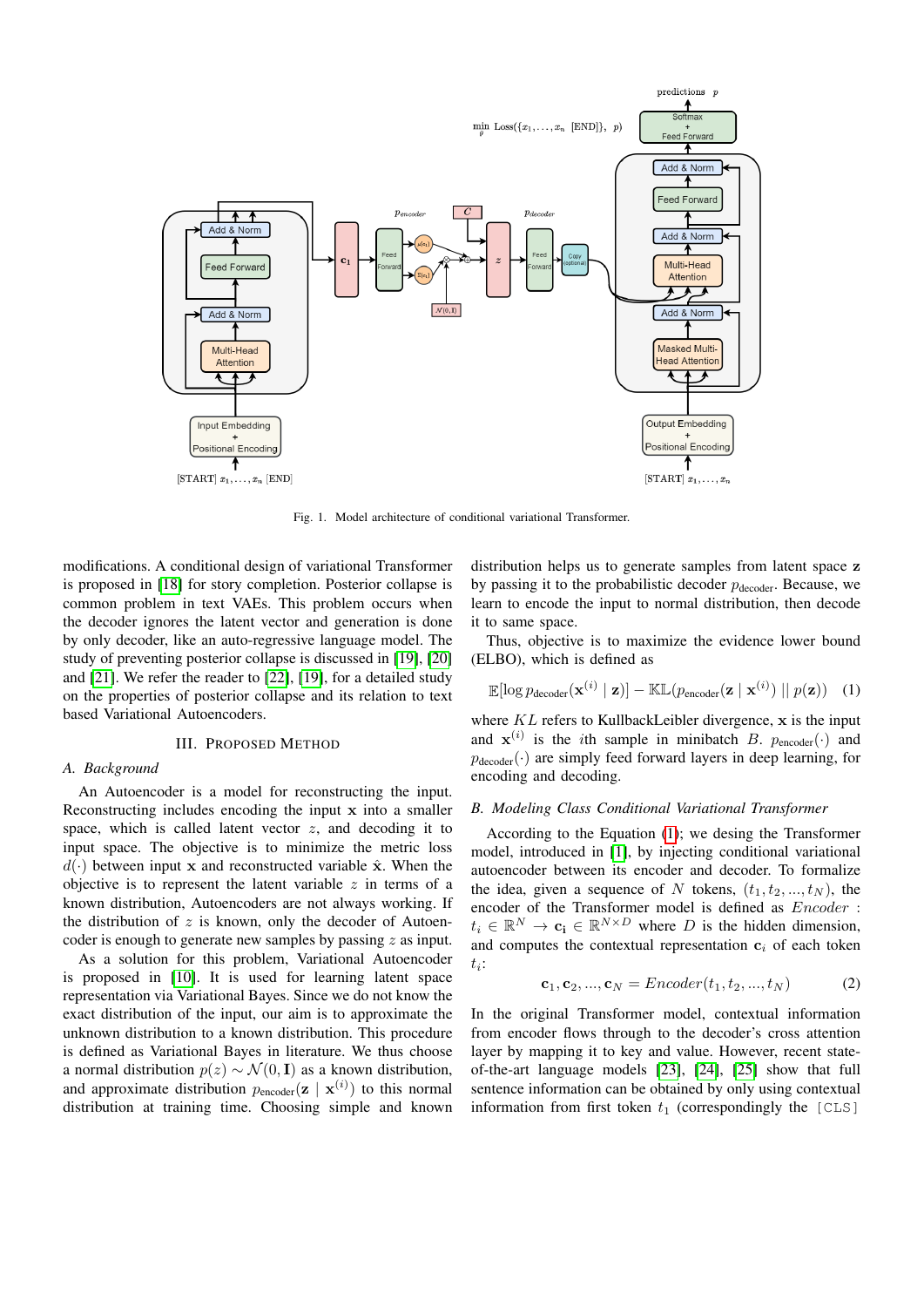Fig. 1. Model architecture of conditional variational Transformer.

modifications. A conditional design of variational Transformer is proposed in [18] for story completion. Posterior collapse is common problem in text VAEs. This problem occurs when the decoder ignores the latent vector and generation is done by only decoder, like an auto-regressive language model. The study of preventing posterior collapse is discussed in [19], [20] and [21]. We refer the reader to [22], [19], for a detailed study on the properties of posterior collapse and its relation to text based Variational Autoencoders.

## III. Proposed Method

### A. Background

An Autoencoder is a model for reconstructing the input. Reconstructing includes encoding the input $\mathbf{x}$ into a smaller space, which is called latent vector $z$, and decoding it to input space. The objective is to minimize the metric loss $d(\cdot)$ between input $\mathbf{x}$ and reconstructed variable $\hat{\mathbf{x}}$. When the objective is to represent the latent variable $z$ in terms of a known distribution, Autoencoders are not always working. If the distribution of $z$ is known, only the decoder of Autoencoder is enough to generate new samples by passing $z$ as input.

As a solution for this problem, Variational Autoencoder is proposed in [10]. It is used for learning latent space representation via Variational Bayes. Since we do not know the exact distribution of the input, our aim is to approximate the unknown distribution to a known distribution. This procedure is defined as Variational Bayes in literature. We thus choose a normal distribution $p(z) \sim \mathcal{N}(0, \mathbf{I})$ as a known distribution, and approximate distribution $p_{\text{encoder}}(\mathbf{z} \mid \mathbf{x}^{(i)})$ to this normal distribution at training time. Choosing simple and known distribution helps us to generate samples from latent space $\mathbf{z}$ by passing it to the probabilistic decoder $p_{\text{decoder}}$. Because, we learn to encode the input to normal distribution, then decode it to same space.

Thus, objective is to maximize the evidence lower bound (ELBO), which is defined as

$$\mathbb{E}[\log p_{\text{decoder}}(\mathbf{x}^{(i)} \mid \mathbf{z})] - \mathbb{KL}(p_{\text{encoder}}(\mathbf{z} \mid \mathbf{x}^{(i)}) \mid\mid p(\mathbf{z})) \quad (1)$$

where $KL$ refers to KullbackLeibler divergence, $\mathbf{x}$ is the input and $\mathbf{x}^{(i)}$ is the $i$th sample in minibatch $B$. $p_{\text{encoder}}(\cdot)$ and $p_{\text{decoder}}(\cdot)$ are simply feed forward layers in deep learning, for encoding and decoding.

### B. Modeling Class Conditional Variational Transformer

According to the Equation (1); we desing the Transformer model, introduced in [1], by injecting conditional variational autoencoder between its encoder and decoder. To formalize the idea, given a sequence of $N$ tokens, $(t_1, t_2, ..., t_N)$, the encoder of the Transformer model is defined as $Encoder$ : $t_i \in \mathbb{R}^N \rightarrow \mathbf{c_i} \in \mathbb{R}^{N \times D}$ where $D$ is the hidden dimension, and computes the contextual representation $\mathbf{c}_i$ of each token $t_i$:

$$\mathbf{c}_1, \mathbf{c}_2, ..., \mathbf{c}_N = Encoder(t_1, t_2, ..., t_N) \quad (2)$$

In the original Transformer model, contextual information from encoder flows through to the decoder's cross attention layer by mapping it to key and value. However, recent state-of-the-art language models [23], [24], [25] show that full sentence information can be obtained by only using contextual information from first token $t_1$ (correspondingly the `[CLS]`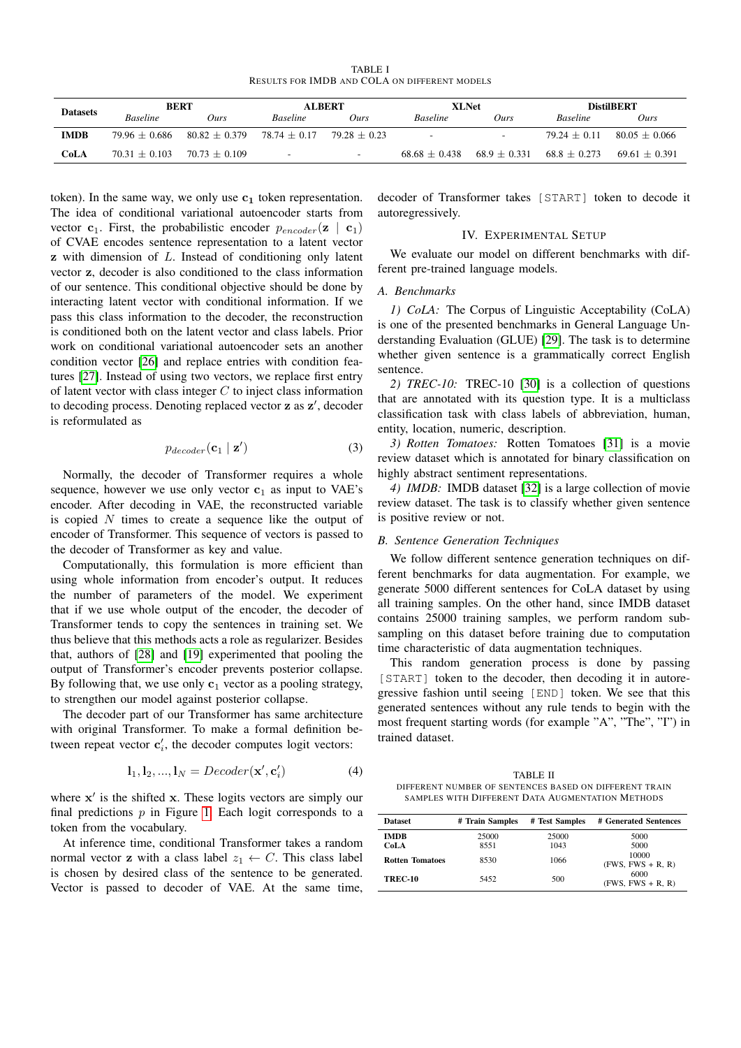TABLE I
RESULTS FOR IMDB AND COLA ON DIFFERENT MODELS

| Datasets | BERT |  | ALBERT |  | XLNet |  | DistilBERT |  |
|---|---|---|---|---|---|---|---|---|
|  | *Baseline* | *Ours* | *Baseline* | *Ours* | *Baseline* | *Ours* | *Baseline* | *Ours* |
| **IMDB** | 79.96 ± 0.686 | 80.82 ± 0.379 | 78.74 ± 0.17 | 79.28 ± 0.23 | - | - | 79.24 ± 0.11 | 80.05 ± 0.066 |
| **CoLA** | 70.31 ± 0.103 | 70.73 ± 0.109 | - | - | 68.68 ± 0.438 | 68.9 ± 0.331 | 68.8 ± 0.273 | 69.61 ± 0.391 |

token). In the same way, we only use $\mathbf{c_1}$ token representation. The idea of conditional variational autoencoder starts from vector $\mathbf{c}_1$. First, the probabilistic encoder $p_{encoder}(\mathbf{z} \mid \mathbf{c}_1)$ of CVAE encodes sentence representation to a latent vector $\mathbf{z}$ with dimension of $L$. Instead of conditioning only latent vector $\mathbf{z}$, decoder is also conditioned to the class information of our sentence. This conditional objective should be done by interacting latent vector with conditional information. If we pass this class information to the decoder, the reconstruction is conditioned both on the latent vector and class labels. Prior work on conditional variational autoencoder sets an another condition vector [26] and replace entries with condition features [27]. Instead of using two vectors, we replace first entry of latent vector with class integer $C$ to inject class information to decoding process. Denoting replaced vector $\mathbf{z}$ as $\mathbf{z}'$, decoder is reformulated as

$$p_{decoder}(\mathbf{c}_1 \mid \mathbf{z}') \tag{3}$$

Normally, the decoder of Transformer requires a whole sequence, however we use only vector $\mathbf{c}_1$ as input to VAE's encoder. After decoding in VAE, the reconstructed variable is copied $N$ times to create a sequence like the output of encoder of Transformer. This sequence of vectors is passed to the decoder of Transformer as key and value.

Computationally, this formulation is more efficient than using whole information from encoder's output. It reduces the number of parameters of the model. We experiment that if we use whole output of the encoder, the decoder of Transformer tends to copy the sentences in training set. We thus believe that this methods acts a role as regularizer. Besides that, authors of [28] and [19] experimented that pooling the output of Transformer's encoder prevents posterior collapse. By following that, we use only $\mathbf{c}_1$ vector as a pooling strategy, to strengthen our model against posterior collapse.

The decoder part of our Transformer has same architecture with original Transformer. To make a formal definition between repeat vector $\mathbf{c}_i'$, the decoder computes logit vectors:

$$\mathbf{l}_1, \mathbf{l}_2, ..., \mathbf{l}_N = Decoder(\mathbf{x}', \mathbf{c}_i') \tag{4}$$

where $\mathbf{x}'$ is the shifted $\mathbf{x}$. These logits vectors are simply our final predictions $p$ in Figure 1. Each logit corresponds to a token from the vocabulary.

At inference time, conditional Transformer takes a random normal vector $\mathbf{z}$ with a class label $z_1 \leftarrow C$. This class label is chosen by desired class of the sentence to be generated. Vector is passed to decoder of VAE. At the same time, decoder of Transformer takes `[START]` token to decode it autoregressively.

## IV. Experimental Setup

We evaluate our model on different benchmarks with different pre-trained language models.

### A. Benchmarks

*1) CoLA:* The Corpus of Linguistic Acceptability (CoLA) is one of the presented benchmarks in General Language Understanding Evaluation (GLUE) [29]. The task is to determine whether given sentence is a grammatically correct English sentence.

*2) TREC-10:* TREC-10 [30] is a collection of questions that are annotated with its question type. It is a multiclass classification task with class labels of abbreviation, human, entity, location, numeric, description.

*3) Rotten Tomatoes:* Rotten Tomatoes [31] is a movie review dataset which is annotated for binary classification on highly abstract sentiment representations.

*4) IMDB:* IMDB dataset [32] is a large collection of movie review dataset. The task is to classify whether given sentence is positive review or not.

### B. Sentence Generation Techniques

We follow different sentence generation techniques on different benchmarks for data augmentation. For example, we generate 5000 different sentences for CoLA dataset by using all training samples. On the other hand, since IMDB dataset contains 25000 training samples, we perform random subsampling on this dataset before training due to computation time characteristic of data augmentation techniques.

This random generation process is done by passing `[START]` token to the decoder, then decoding it in autoregressive fashion until seeing `[END]` token. We see that this generated sentences without any rule tends to begin with the most frequent starting words (for example "A", "The", "I") in trained dataset.

TABLE II
DIFFERENT NUMBER OF SENTENCES BASED ON DIFFERENT TRAIN SAMPLES WITH DIFFERENT DATA AUGMENTATION METHODS

| Dataset | # Train Samples | # Test Samples | # Generated Sentences |
|---|---|---|---|
| **IMDB** | 25000 | 25000 | 5000 |
| **CoLA** | 8551 | 1043 | 5000 |
| **Rotten Tomatoes** | 8530 | 1066 | 10000 (FWS, FWS + R, R) |
| **TREC-10** | 5452 | 500 | 6000 (FWS, FWS + R, R) |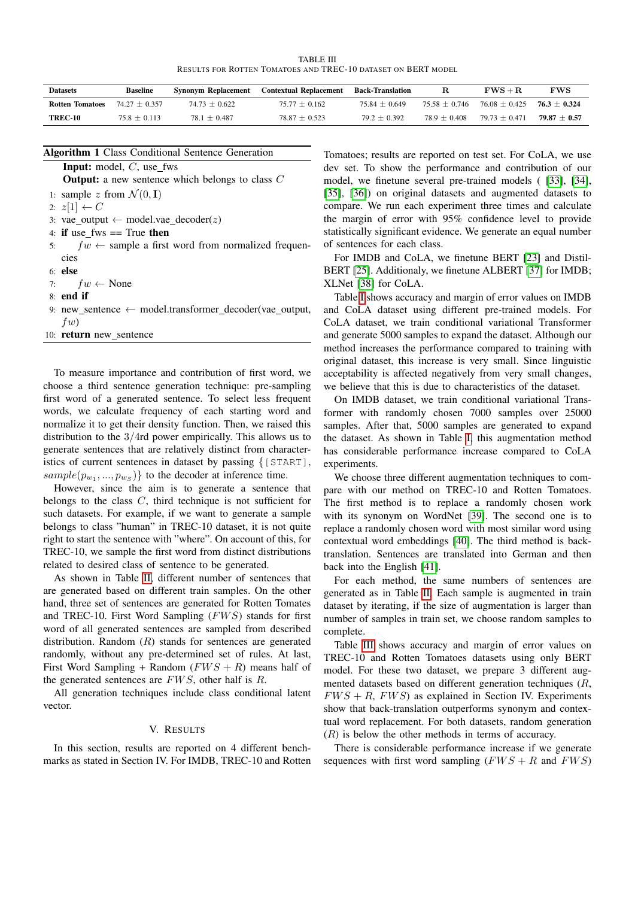TABLE III
RESULTS FOR ROTTEN TOMATOES AND TREC-10 DATASET ON BERT MODEL

| Datasets | Baseline | Synonym Replacement | Contextual Replacement | Back-Translation | R | FWS + R | FWS |
|---|---|---|---|---|---|---|---|
| **Rotten Tomatoes** | 74.27 ± 0.357 | 74.73 ± 0.622 | 75.77 ± 0.162 | 75.84 ± 0.649 | 75.58 ± 0.746 | 76.08 ± 0.425 | **76.3 ± 0.324** |
| **TREC-10** | 75.8 ± 0.113 | 78.1 ± 0.487 | 78.87 ± 0.523 | 79.2 ± 0.392 | 78.9 ± 0.408 | 79.73 ± 0.471 | **79.87 ± 0.57** |

**Algorithm 1** Class Conditional Sentence Generation

**Input:** model, $C$, use_fws
**Output:** a new sentence which belongs to class $C$

1: sample $z$ from $\mathcal{N}(0, \mathbf{I})$
2: $z[1] \leftarrow C$
3: vae_output ← model.vae_decoder($z$)
4: **if** use_fws == True **then**
5: $fw \leftarrow$ sample a first word from normalized frequencies
6: **else**
7: $fw \leftarrow$ None
8: **end if**
9: new_sentence ← model.transformer_decoder(vae_output, $fw$)
10: **return** new_sentence

To measure importance and contribution of first word, we choose a third sentence generation technique: pre-sampling first word of a generated sentence. To select less frequent words, we calculate frequency of each starting word and normalize it to get their density function. Then, we raised this distribution to the $3/4$rd power empirically. This allows us to generate sentences that are relatively distinct from characteristics of current sentences in dataset by passing $\{$[START], $sample(p_{w_1}, ..., p_{w_S})\}$ to the decoder at inference time.

However, since the aim is to generate a sentence that belongs to the class $C$, third technique is not sufficient for such datasets. For example, if we want to generate a sample belongs to class "human" in TREC-10 dataset, it is not quite right to start the sentence with "where". On account of this, for TREC-10, we sample the first word from distinct distributions related to desired class of sentence to be generated.

As shown in Table II, different number of sentences that are generated based on different train samples. On the other hand, three set of sentences are generated for Rotten Tomates and TREC-10. First Word Sampling ($FWS$) stands for first word of all generated sentences are sampled from described distribution. Random ($R$) stands for sentences are generated randomly, without any pre-determined set of rules. At last, First Word Sampling + Random ($FWS + R$) means half of the generated sentences are $FWS$, other half is $R$.

All generation techniques include class conditional latent vector.

## V. RESULTS

In this section, results are reported on 4 different benchmarks as stated in Section IV. For IMDB, TREC-10 and Rotten Tomatoes; results are reported on test set. For CoLA, we use dev set. To show the performance and contribution of our model, we finetune several pre-trained models ( [33], [34], [35], [36]) on original datasets and augmented datasets to compare. We run each experiment three times and calculate the margin of error with 95% confidence level to provide statistically significant evidence. We generate an equal number of sentences for each class.

For IMDB and CoLA, we finetune BERT [23] and DistilBERT [25]. Additionaly, we finetune ALBERT [37] for IMDB; XLNet [38] for CoLA.

Table I shows accuracy and margin of error values on IMDB and CoLA dataset using different pre-trained models. For CoLA dataset, we train conditional variational Transformer and generate 5000 samples to expand the dataset. Although our method increases the performance compared to training with original dataset, this increase is very small. Since linguistic acceptability is affected negatively from very small changes, we believe that this is due to characteristics of the dataset.

On IMDB dataset, we train conditional variational Transformer with randomly chosen 7000 samples over 25000 samples. After that, 5000 samples are generated to expand the dataset. As shown in Table I, this augmentation method has considerable performance increase compared to CoLA experiments.

We choose three different augmentation techniques to compare with our method on TREC-10 and Rotten Tomatoes. The first method is to replace a randomly chosen work with its synonym on WordNet [39]. The second one is to replace a randomly chosen word with most similar word using contextual word embeddings [40]. The third method is back-translation. Sentences are translated into German and then back into the English [41].

For each method, the same numbers of sentences are generated as in Table II. Each sample is augmented in train dataset by iterating, if the size of augmentation is larger than number of samples in train set, we choose random samples to complete.

Table III shows accuracy and margin of error values on TREC-10 and Rotten Tomatoes datasets using only BERT model. For these two dataset, we prepare 3 different augmented datasets based on different generation techniques ($R$, $FWS + R$, $FWS$) as explained in Section IV. Experiments show that back-translation outperforms synonym and contextual word replacement. For both datasets, random generation ($R$) is below the other methods in terms of accuracy.

There is considerable performance increase if we generate sequences with first word sampling ($FWS + R$ and $FWS$)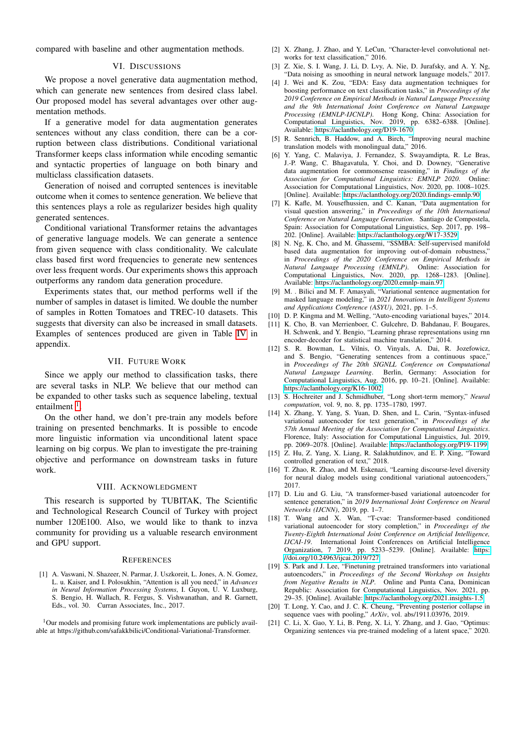compared with baseline and other augmentation methods.

## VI. Discussions

We propose a novel generative data augmentation method, which can generate new sentences from desired class label. Our proposed model has several advantages over other augmentation methods.

If a generative model for data augmentation generates sentences without any class condition, there can be a corruption between class distributions. Conditional variational Transformer keeps class information while encoding semantic and syntactic properties of language on both binary and multiclass classification datasets.

Generation of noised and corrupted sentences is inevitable outcome when it comes to sentence generation. We believe that this sentences plays a role as regularizer besides high quality generated sentences.

Conditional variational Transformer retains the advantages of generative language models. We can generate a sentence from given sequence with class conditionality. We calculate class based first word frequencies to generate new sentences over less frequent words. Our experiments shows this approach outperforms any random data generation procedure.

Experiments states that, our method performs well if the number of samples in dataset is limited. We double the number of samples in Rotten Tomatoes and TREC-10 datasets. This suggests that diversity can also be increased in small datasets. Examples of sentences produced are given in Table IV in appendix.

## VII. Future Work

Since we apply our method to classification tasks, there are several tasks in NLP. We believe that our method can be expanded to other tasks such as sequence labeling, textual entailment [1].

On the other hand, we don't pre-train any models before training on presented benchmarks. It is possible to encode more linguistic information via unconditional latent space learning on big corpus. We plan to investigate the pre-training objective and performance on downstream tasks in future work.

## VIII. Acknowledgment

This research is supported by TUBITAK, The Scientific and Technological Research Council of Turkey with project number 120E100. Also, we would like to thank to inzva community for providing us a valuable research environment and GPU support.

## References

[1] A. Vaswani, N. Shazeer, N. Parmar, J. Uszkoreit, L. Jones, A. N. Gomez, L. u. Kaiser, and I. Polosukhin, "Attention is all you need," in *Advances in Neural Information Processing Systems*, I. Guyon, U. V. Luxburg, S. Bengio, H. Wallach, R. Fergus, S. Vishwanathan, and R. Garnett, Eds., vol. 30. Curran Associates, Inc., 2017.

[2] X. Zhang, J. Zhao, and Y. LeCun, "Character-level convolutional networks for text classification," 2016.

[3] Z. Xie, S. I. Wang, J. Li, D. Lvy, A. Nie, D. Jurafsky, and A. Y. Ng, "Data noising as smoothing in neural network language models," 2017.

[4] J. Wei and K. Zou, "EDA: Easy data augmentation techniques for boosting performance on text classification tasks," in *Proceedings of the 2019 Conference on Empirical Methods in Natural Language Processing and the 9th International Joint Conference on Natural Language Processing (EMNLP-IJCNLP)*. Hong Kong, China: Association for Computational Linguistics, Nov. 2019, pp. 6382–6388. [Online]. Available: https://aclanthology.org/D19-1670

[5] R. Sennrich, B. Haddow, and A. Birch, "Improving neural machine translation models with monolingual data," 2016.

[6] Y. Yang, C. Malaviya, J. Fernandez, S. Swayamdipta, R. Le Bras, J.-P. Wang, C. Bhagavatula, Y. Choi, and D. Downey, "Generative data augmentation for commonsense reasoning," in *Findings of the Association for Computational Linguistics: EMNLP 2020*. Online: Association for Computational Linguistics, Nov. 2020, pp. 1008–1025. [Online]. Available: https://aclanthology.org/2020.findings-emnlp.90

[7] K. Kafle, M. Yousefhussien, and C. Kanan, "Data augmentation for visual question answering," in *Proceedings of the 10th International Conference on Natural Language Generation*. Santiago de Compostela, Spain: Association for Computational Linguistics, Sep. 2017, pp. 198–202. [Online]. Available: https://aclanthology.org/W17-3529

[8] N. Ng, K. Cho, and M. Ghassemi, "SSMBA: Self-supervised manifold based data augmentation for improving out-of-domain robustness," in *Proceedings of the 2020 Conference on Empirical Methods in Natural Language Processing (EMNLP)*. Online: Association for Computational Linguistics, Nov. 2020, pp. 1268–1283. [Online]. Available: https://aclanthology.org/2020.emnlp-main.97

[9] M. . Bilici and M. F. Amasyali, "Variational sentence augmentation for masked language modeling," in *2021 Innovations in Intelligent Systems and Applications Conference (ASYU)*, 2021, pp. 1–5.

[10] D. P. Kingma and M. Welling, "Auto-encoding variational bayes," 2014.

[11] K. Cho, B. van Merrienboer, C. Gulcehre, D. Bahdanau, F. Bougares, H. Schwenk, and Y. Bengio, "Learning phrase representations using rnn encoder-decoder for statistical machine translation," 2014.

[12] S. R. Bowman, L. Vilnis, O. Vinyals, A. Dai, R. Jozefowicz, and S. Bengio, "Generating sentences from a continuous space," in *Proceedings of The 20th SIGNLL Conference on Computational Natural Language Learning*. Berlin, Germany: Association for Computational Linguistics, Aug. 2016, pp. 10–21. [Online]. Available: https://aclanthology.org/K16-1002

[13] S. Hochreiter and J. Schmidhuber, "Long short-term memory," *Neural computation*, vol. 9, no. 8, pp. 1735–1780, 1997.

[14] X. Zhang, Y. Yang, S. Yuan, D. Shen, and L. Carin, "Syntax-infused variational autoencoder for text generation," in *Proceedings of the 57th Annual Meeting of the Association for Computational Linguistics*. Florence, Italy: Association for Computational Linguistics, Jul. 2019, pp. 2069–2078. [Online]. Available: https://aclanthology.org/P19-1199

[15] Z. Hu, Z. Yang, X. Liang, R. Salakhutdinov, and E. P. Xing, "Toward controlled generation of text," 2018.

[16] T. Zhao, R. Zhao, and M. Eskenazi, "Learning discourse-level diversity for neural dialog models using conditional variational autoencoders," 2017.

[17] D. Liu and G. Liu, "A transformer-based variational autoencoder for sentence generation," in *2019 International Joint Conference on Neural Networks (IJCNN)*, 2019, pp. 1–7.

[18] T. Wang and X. Wan, "T-cvae: Transformer-based conditioned variational autoencoder for story completion," in *Proceedings of the Twenty-Eighth International Joint Conference on Artificial Intelligence, IJCAI-19*. International Joint Conferences on Artificial Intelligence Organization, 7 2019, pp. 5233–5239. [Online]. Available: https://doi.org/10.24963/ijcai.2019/727

[19] S. Park and J. Lee, "Finetuning pretrained transformers into variational autoencoders," in *Proceedings of the Second Workshop on Insights from Negative Results in NLP*. Online and Punta Cana, Dominican Republic: Association for Computational Linguistics, Nov. 2021, pp. 29–35. [Online]. Available: https://aclanthology.org/2021.insights-1.5

[20] T. Long, Y. Cao, and J. C. K. Cheung, "Preventing posterior collapse in sequence vaes with pooling," *ArXiv*, vol. abs/1911.03976, 2019.

[21] C. Li, X. Gao, Y. Li, B. Peng, X. Li, Y. Zhang, and J. Gao, "Optimus: Organizing sentences via pre-trained modeling of a latent space," 2020.

[1] Our models and promising future work implementations are publicly available at https://github.com/safakkbilici/Conditional-Variational-Transformer.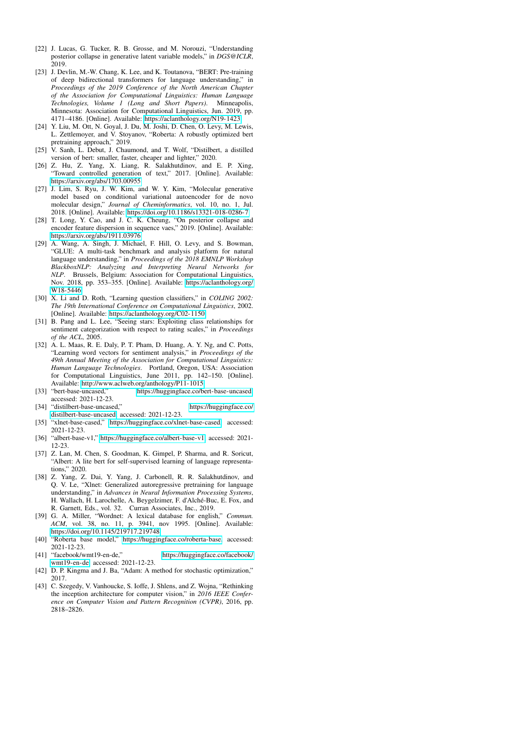[22] J. Lucas, G. Tucker, R. B. Grosse, and M. Norouzi, "Understanding posterior collapse in generative latent variable models," in *DGS@ICLR*, 2019.

[23] J. Devlin, M.-W. Chang, K. Lee, and K. Toutanova, "BERT: Pre-training of deep bidirectional transformers for language understanding," in *Proceedings of the 2019 Conference of the North American Chapter of the Association for Computational Linguistics: Human Language Technologies, Volume 1 (Long and Short Papers)*. Minneapolis, Minnesota: Association for Computational Linguistics, Jun. 2019, pp. 4171–4186. [Online]. Available: https://aclanthology.org/N19-1423

[24] Y. Liu, M. Ott, N. Goyal, J. Du, M. Joshi, D. Chen, O. Levy, M. Lewis, L. Zettlemoyer, and V. Stoyanov, "Roberta: A robustly optimized bert pretraining approach," 2019.

[25] V. Sanh, L. Debut, J. Chaumond, and T. Wolf, "Distilbert, a distilled version of bert: smaller, faster, cheaper and lighter," 2020.

[26] Z. Hu, Z. Yang, X. Liang, R. Salakhutdinov, and E. P. Xing, "Toward controlled generation of text," 2017. [Online]. Available: https://arxiv.org/abs/1703.00955

[27] J. Lim, S. Ryu, J. W. Kim, and W. Y. Kim, "Molecular generative model based on conditional variational autoencoder for de novo molecular design," *Journal of Cheminformatics*, vol. 10, no. 1, Jul. 2018. [Online]. Available: https://doi.org/10.1186/s13321-018-0286-7

[28] T. Long, Y. Cao, and J. C. K. Cheung, "On posterior collapse and encoder feature dispersion in sequence vaes," 2019. [Online]. Available: https://arxiv.org/abs/1911.03976

[29] A. Wang, A. Singh, J. Michael, F. Hill, O. Levy, and S. Bowman, "GLUE: A multi-task benchmark and analysis platform for natural language understanding," in *Proceedings of the 2018 EMNLP Workshop BlackboxNLP: Analyzing and Interpreting Neural Networks for NLP*. Brussels, Belgium: Association for Computational Linguistics, Nov. 2018, pp. 353–355. [Online]. Available: https://aclanthology.org/W18-5446

[30] X. Li and D. Roth, "Learning question classifiers," in *COLING 2002: The 19th International Conference on Computational Linguistics*, 2002. [Online]. Available: https://aclanthology.org/C02-1150

[31] B. Pang and L. Lee, "Seeing stars: Exploiting class relationships for sentiment categorization with respect to rating scales," in *Proceedings of the ACL*, 2005.

[32] A. L. Maas, R. E. Daly, P. T. Pham, D. Huang, A. Y. Ng, and C. Potts, "Learning word vectors for sentiment analysis," in *Proceedings of the 49th Annual Meeting of the Association for Computational Linguistics: Human Language Technologies*. Portland, Oregon, USA: Association for Computational Linguistics, June 2011, pp. 142–150. [Online]. Available: http://www.aclweb.org/anthology/P11-1015

[33] "bert-base-uncased," https://huggingface.co/bert-base-uncased, accessed: 2021-12-23.

[34] "distilbert-base-uncased," https://huggingface.co/distilbert-base-uncased, accessed: 2021-12-23.

[35] "xlnet-base-cased," https://huggingface.co/xlnet-base-cased, accessed: 2021-12-23.

[36] "albert-base-v1," https://huggingface.co/albert-base-v1, accessed: 2021-12-23.

[37] Z. Lan, M. Chen, S. Goodman, K. Gimpel, P. Sharma, and R. Soricut, "Albert: A lite bert for self-supervised learning of language representations," 2020.

[38] Z. Yang, Z. Dai, Y. Yang, J. Carbonell, R. R. Salakhutdinov, and Q. V. Le, "Xlnet: Generalized autoregressive pretraining for language understanding," in *Advances in Neural Information Processing Systems*, H. Wallach, H. Larochelle, A. Beygelzimer, F. d'Alché-Buc, E. Fox, and R. Garnett, Eds., vol. 32. Curran Associates, Inc., 2019.

[39] G. A. Miller, "Wordnet: A lexical database for english," *Commun. ACM*, vol. 38, no. 11, p. 3941, nov 1995. [Online]. Available: https://doi.org/10.1145/219717.219748

[40] "Roberta base model," https://huggingface.co/roberta-base, accessed: 2021-12-23.

[41] "facebook/wmt19-en-de," https://huggingface.co/facebook/wmt19-en-de, accessed: 2021-12-23.

[42] D. P. Kingma and J. Ba, "Adam: A method for stochastic optimization," 2017.

[43] C. Szegedy, V. Vanhoucke, S. Ioffe, J. Shlens, and Z. Wojna, "Rethinking the inception architecture for computer vision," in *2016 IEEE Conference on Computer Vision and Pattern Recognition (CVPR)*, 2016, pp. 2818–2826.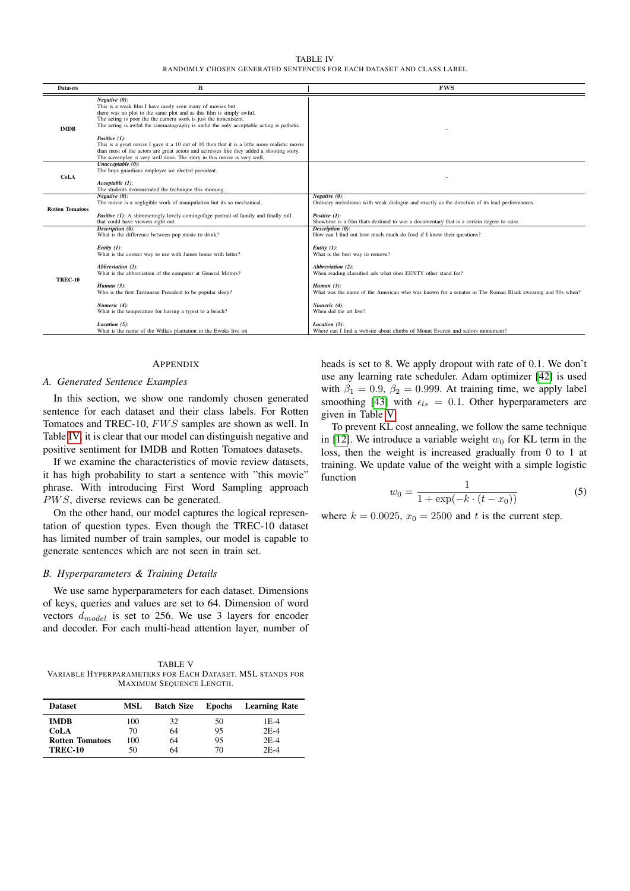TABLE IV
RANDOMLY CHOSEN GENERATED SENTENCES FOR EACH DATASET AND CLASS LABEL

| Datasets | R | FWS |
| --- | --- | --- |
| IMDB | *Negative (0)*: This is a weak film I have rarely seen many of movies but there was no plot to the same plot and as this film is simply awful. The acting is poor the the camera work is just the nonexistent. The acting is awful the cinematography is awful the only acceptable acting is pathetic.<br><br>*Positive (1)*: This is a great movie I gave it a 10 out of 10 then that it is a little more realistic movie than most of the actors are great actors and actresses like they added a shooting story. The screenplay is very well done. The story in this movie is very well. | - |
| CoLA | *Unacceptable (0)*: The boys guardians employer we elected president.<br><br>*Acceptable (1)*: The students demonstrated the technique this morning. | - |
| Rotten Tomatoes | *Negative (0)*: The movie is a negligible work of manipulation but its so mechanical.<br><br>*Positive (1)*: A shimmeringly lovely comingofage portrait of family and finally roll that could have viewers right out. | *Negative (0)*: Ordinary melodrama with weak dialogue and exactly as the direction of its lead performances.<br><br>*Positive (1)*: Showtime is a film thats destined to win a documentary that is a certain degree to raise. |
| TREC-10 | *Description (0)*: What is the difference between pop music to drink?<br><br>*Entity (1)*: What is the correct way to use with James home with letter?<br><br>*Abbreviation (2)*: What is the abbreviation of the computer at General Motors?<br><br>*Human (3)*: Who is the first Taiwanese President to be popular sleep?<br><br>*Numeric (4)*: What is the temperature for having a typist to a beach?<br><br>*Location (5)*: What is the name of the Wilkes plantation in the Ewoks live on | *Description (0)*: How can I find out how much much do food if I know their questions?<br><br>*Entity (1)*: What is the best way to remove?<br><br>*Abbreviation (2)*: When reading classified ads what does EENTY other stand for?<br><br>*Human (3)*: What was the name of the American who was known for a senator in The Roman Black swearing and 50s when?<br><br>*Numeric (4)*: When did the art live?<br><br>*Location (5)*: Where can I find a website about climbs of Mount Everest and sailors monument? |

# APPENDIX

## A. Generated Sentence Examples

In this section, we show one randomly chosen generated sentence for each dataset and their class labels. For Rotten Tomatoes and TREC-10, $FWS$ samples are shown as well. In Table IV, it is clear that our model can distinguish negative and positive sentiment for IMDB and Rotten Tomatoes datasets.

If we examine the characteristics of movie review datasets, it has high probability to start a sentence with "this movie" phrase. With introducing First Word Sampling approach $PWS$, diverse reviews can be generated.

On the other hand, our model captures the logical representation of question types. Even though the TREC-10 dataset has limited number of train samples, our model is capable to generate sentences which are not seen in train set.

## B. Hyperparameters & Training Details

We use same hyperparameters for each dataset. Dimensions of keys, queries and values are set to 64. Dimension of word vectors $d_{model}$ is set to 256. We use 3 layers for encoder and decoder. For each multi-head attention layer, number of heads is set to 8. We apply dropout with rate of 0.1. We don't use any learning rate scheduler. Adam optimizer [42] is used with $\beta_1 = 0.9$, $\beta_2 = 0.999$. At training time, we apply label smoothing [43] with $\epsilon_{ls} = 0.1$. Other hyperparameters are given in Table V.

To prevent KL cost annealing, we follow the same technique in [12]. We introduce a variable weight $w_0$ for KL term in the loss, then the weight is increased gradually from 0 to 1 at training. We update value of the weight with a simple logistic function

$$w_0 = \frac{1}{1 + \exp(-k \cdot (t - x_0))} \tag{5}$$

where $k = 0.0025$, $x_0 = 2500$ and $t$ is the current step.

TABLE V
VARIABLE HYPERPARAMETERS FOR EACH DATASET. MSL STANDS FOR MAXIMUM SEQUENCE LENGTH.

| Dataset | MSL | Batch Size | Epochs | Learning Rate |
| --- | --- | --- | --- | --- |
| **IMDB** | 100 | 32 | 50 | 1E-4 |
| **CoLA** | 70 | 64 | 95 | 2E-4 |
| **Rotten Tomatoes** | 100 | 64 | 95 | 2E-4 |
| **TREC-10** | 50 | 64 | 70 | 2E-4 |